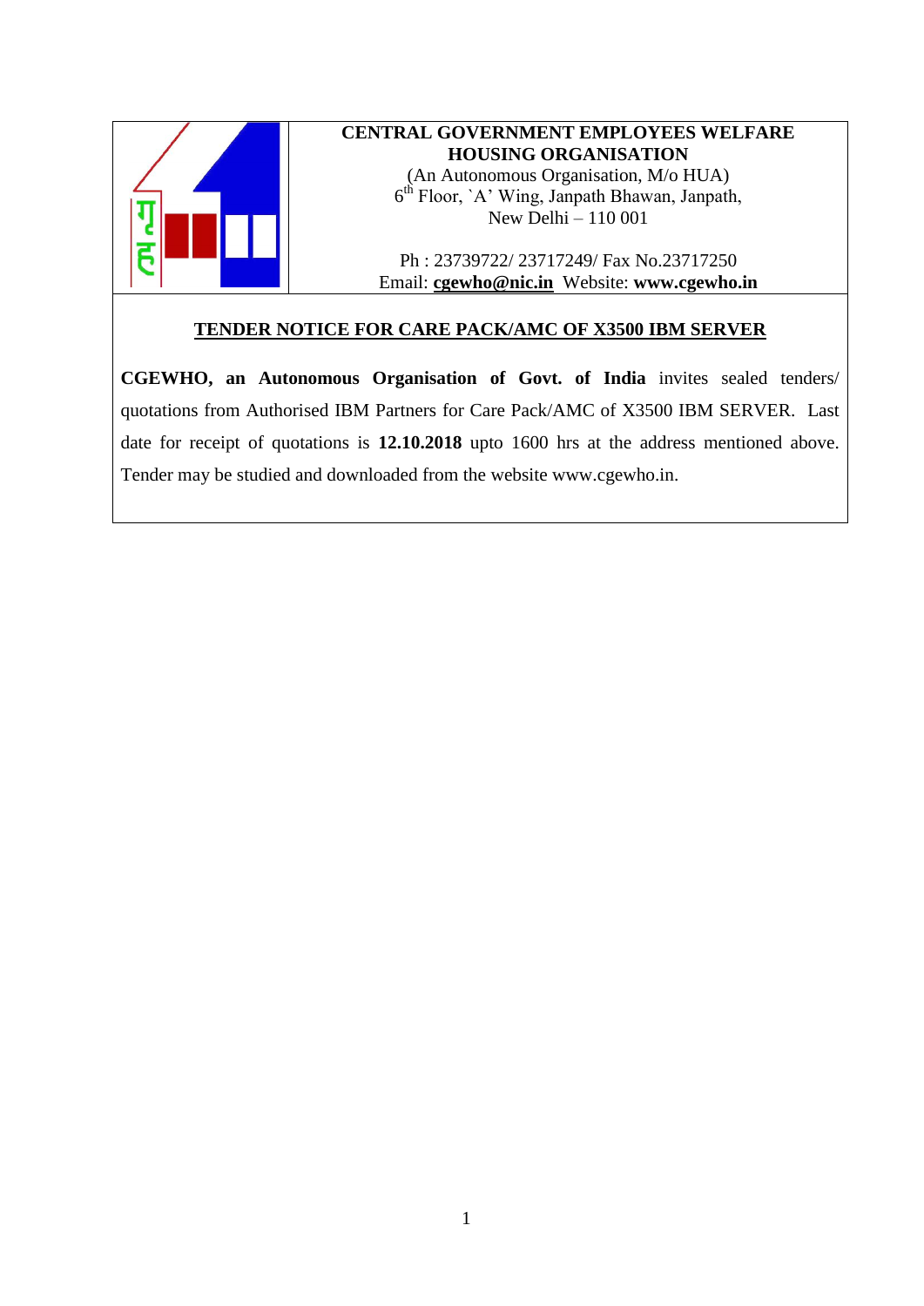**CENTRAL GOVERNMENT EMPLOYEES WELFARE HOUSING ORGANISATION**

(An Autonomous Organisation, M/o HUA)
6th Floor, `A' Wing, Janpath Bhawan, Janpath,
New Delhi – 110 001

Ph : 23739722/ 23717249/ Fax No.23717250
Email: **cgewho@nic.in** Website: **www.cgewho.in**

## TENDER NOTICE FOR CARE PACK/AMC OF X3500 IBM SERVER

**CGEWHO, an Autonomous Organisation of Govt. of India** invites sealed tenders/ quotations from Authorised IBM Partners for Care Pack/AMC of X3500 IBM SERVER. Last date for receipt of quotations is **12.10.2018** upto 1600 hrs at the address mentioned above. Tender may be studied and downloaded from the website www.cgewho.in.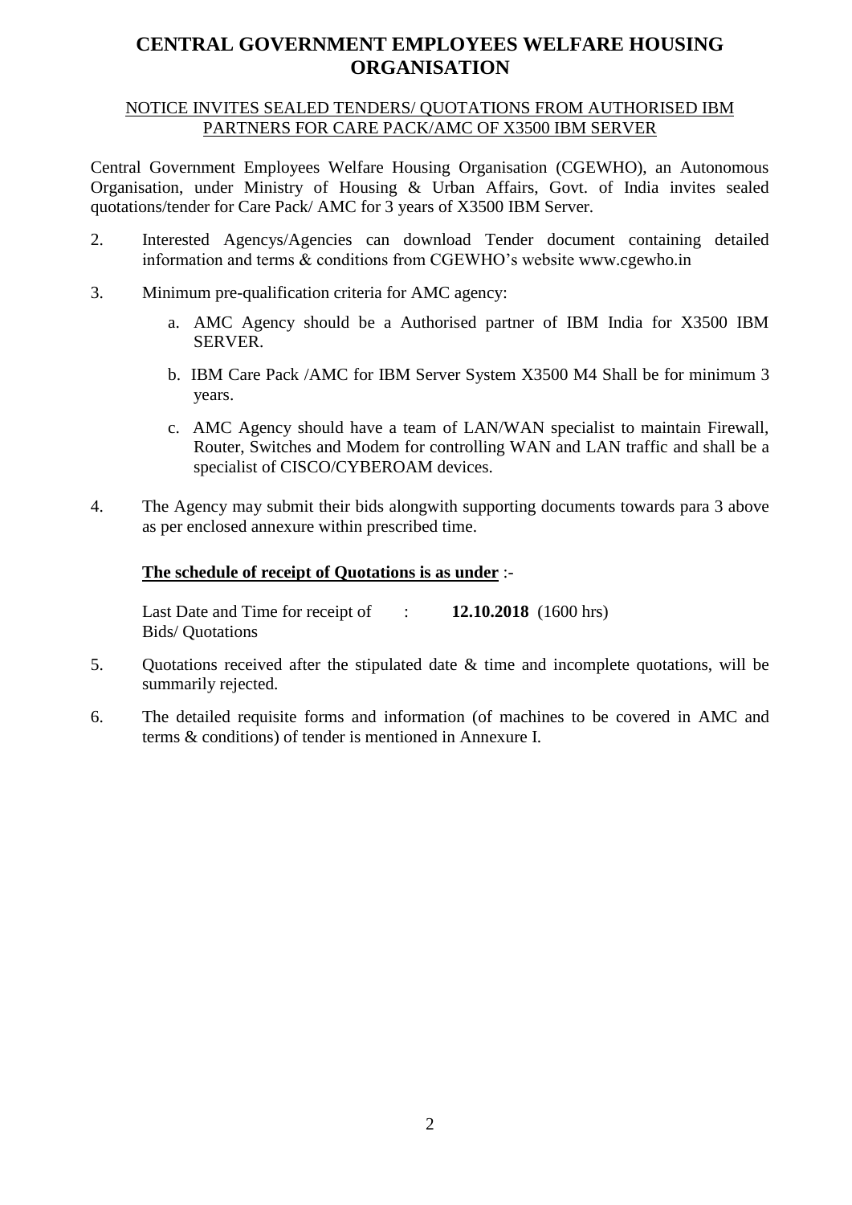# CENTRAL GOVERNMENT EMPLOYEES WELFARE HOUSING ORGANISATION

NOTICE INVITES SEALED TENDERS/ QUOTATIONS FROM AUTHORISED IBM PARTNERS FOR CARE PACK/AMC OF X3500 IBM SERVER

Central Government Employees Welfare Housing Organisation (CGEWHO), an Autonomous Organisation, under Ministry of Housing & Urban Affairs, Govt. of India invites sealed quotations/tender for Care Pack/ AMC for 3 years of X3500 IBM Server.

2. Interested Agencys/Agencies can download Tender document containing detailed information and terms & conditions from CGEWHO's website www.cgewho.in

3. Minimum pre-qualification criteria for AMC agency:

   a. AMC Agency should be a Authorised partner of IBM India for X3500 IBM SERVER.

   b. IBM Care Pack /AMC for IBM Server System X3500 M4 Shall be for minimum 3 years.

   c. AMC Agency should have a team of LAN/WAN specialist to maintain Firewall, Router, Switches and Modem for controlling WAN and LAN traffic and shall be a specialist of CISCO/CYBEROAM devices.

4. The Agency may submit their bids alongwith supporting documents towards para 3 above as per enclosed annexure within prescribed time.

**The schedule of receipt of Quotations is as under** :-

Last Date and Time for receipt of Bids/ Quotations : **12.10.2018** (1600 hrs)

5. Quotations received after the stipulated date & time and incomplete quotations, will be summarily rejected.

6. The detailed requisite forms and information (of machines to be covered in AMC and terms & conditions) of tender is mentioned in Annexure I.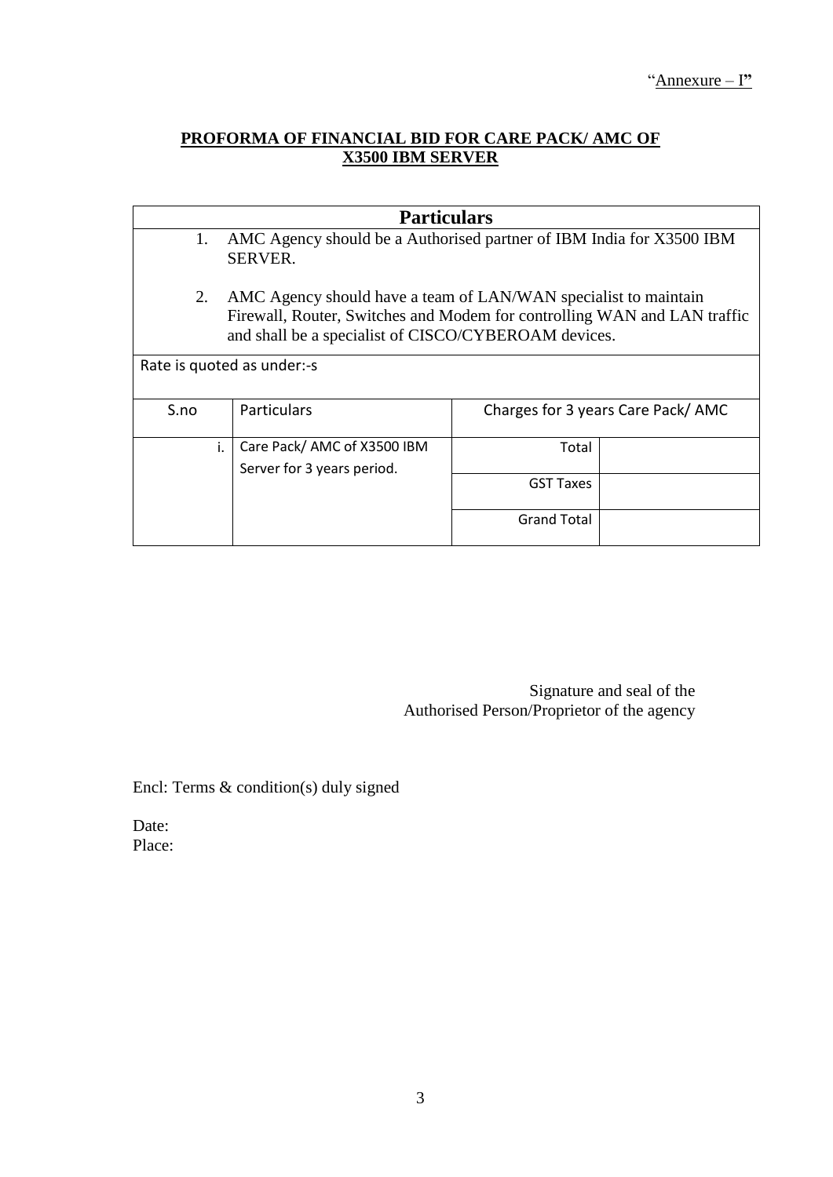"Annexure – I"

**PROFORMA OF FINANCIAL BID FOR CARE PACK/ AMC OF X3500 IBM SERVER**

**Particulars**

1. AMC Agency should be a Authorised partner of IBM India for X3500 IBM SERVER.

2. AMC Agency should have a team of LAN/WAN specialist to maintain Firewall, Router, Switches and Modem for controlling WAN and LAN traffic and shall be a specialist of CISCO/CYBEROAM devices.

Rate is quoted as under:-s

| S.no | Particulars | Charges for 3 years Care Pack/ AMC | |
|---|---|---|---|
| i. | Care Pack/ AMC of X3500 IBM Server for 3 years period. | Total | |
| | | GST Taxes | |
| | | Grand Total | |

Signature and seal of the
Authorised Person/Proprietor of the agency

Encl: Terms & condition(s) duly signed

Date:
Place: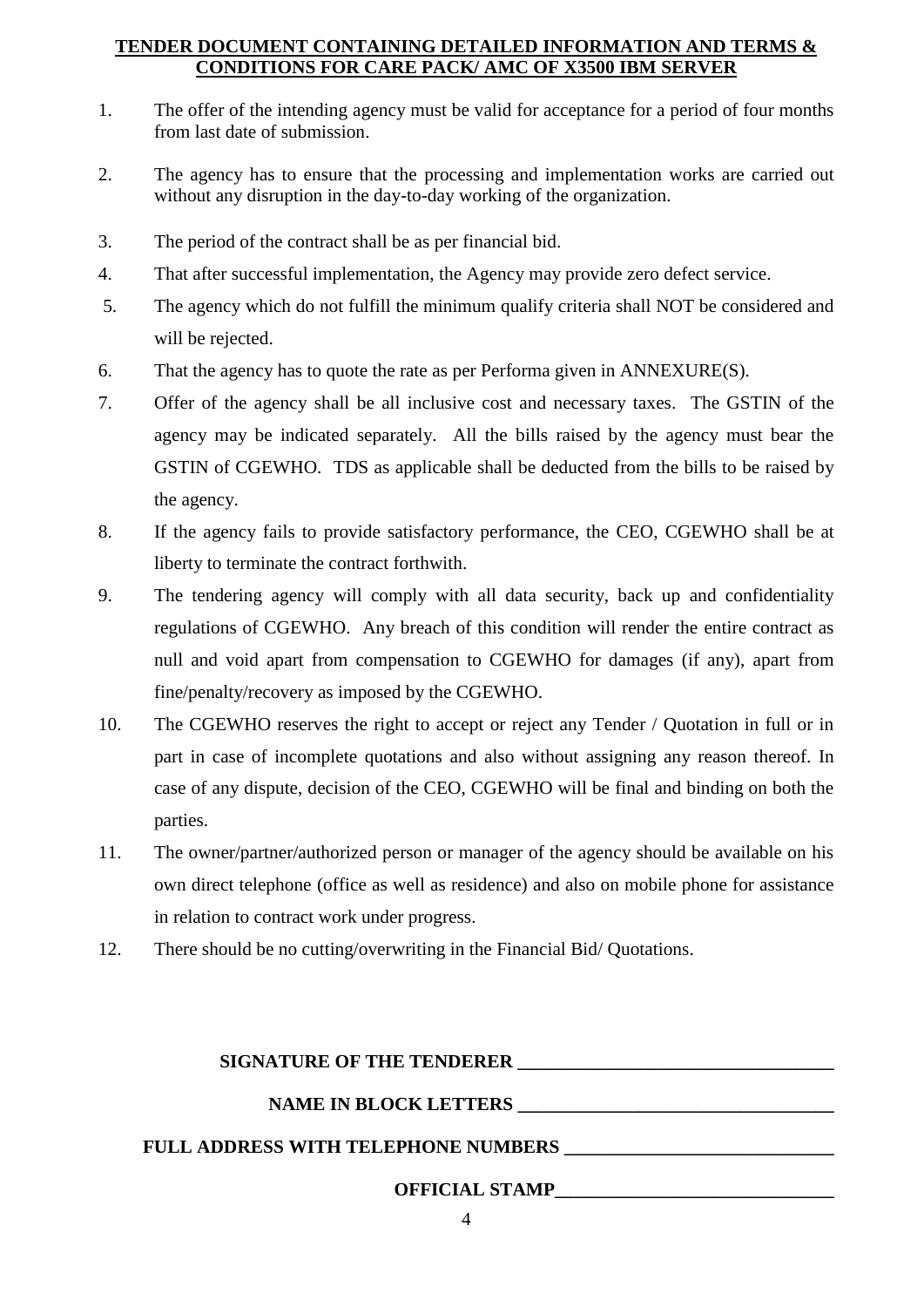**TENDER DOCUMENT CONTAINING DETAILED INFORMATION AND TERMS & CONDITIONS FOR CARE PACK/ AMC OF X3500 IBM SERVER**

1. The offer of the intending agency must be valid for acceptance for a period of four months from last date of submission.
2. The agency has to ensure that the processing and implementation works are carried out without any disruption in the day-to-day working of the organization.
3. The period of the contract shall be as per financial bid.
4. That after successful implementation, the Agency may provide zero defect service.
5. The agency which do not fulfill the minimum qualify criteria shall NOT be considered and will be rejected.
6. That the agency has to quote the rate as per Performa given in ANNEXURE(S).
7. Offer of the agency shall be all inclusive cost and necessary taxes. The GSTIN of the agency may be indicated separately. All the bills raised by the agency must bear the GSTIN of CGEWHO. TDS as applicable shall be deducted from the bills to be raised by the agency.
8. If the agency fails to provide satisfactory performance, the CEO, CGEWHO shall be at liberty to terminate the contract forthwith.
9. The tendering agency will comply with all data security, back up and confidentiality regulations of CGEWHO. Any breach of this condition will render the entire contract as null and void apart from compensation to CGEWHO for damages (if any), apart from fine/penalty/recovery as imposed by the CGEWHO.
10. The CGEWHO reserves the right to accept or reject any Tender / Quotation in full or in part in case of incomplete quotations and also without assigning any reason thereof. In case of any dispute, decision of the CEO, CGEWHO will be final and binding on both the parties.
11. The owner/partner/authorized person or manager of the agency should be available on his own direct telephone (office as well as residence) and also on mobile phone for assistance in relation to contract work under progress.
12. There should be no cutting/overwriting in the Financial Bid/ Quotations.

**SIGNATURE OF THE TENDERER** ________________________________

**NAME IN BLOCK LETTERS** ________________________________

**FULL ADDRESS WITH TELEPHONE NUMBERS** ____________________________

**OFFICIAL STAMP**_____________________________